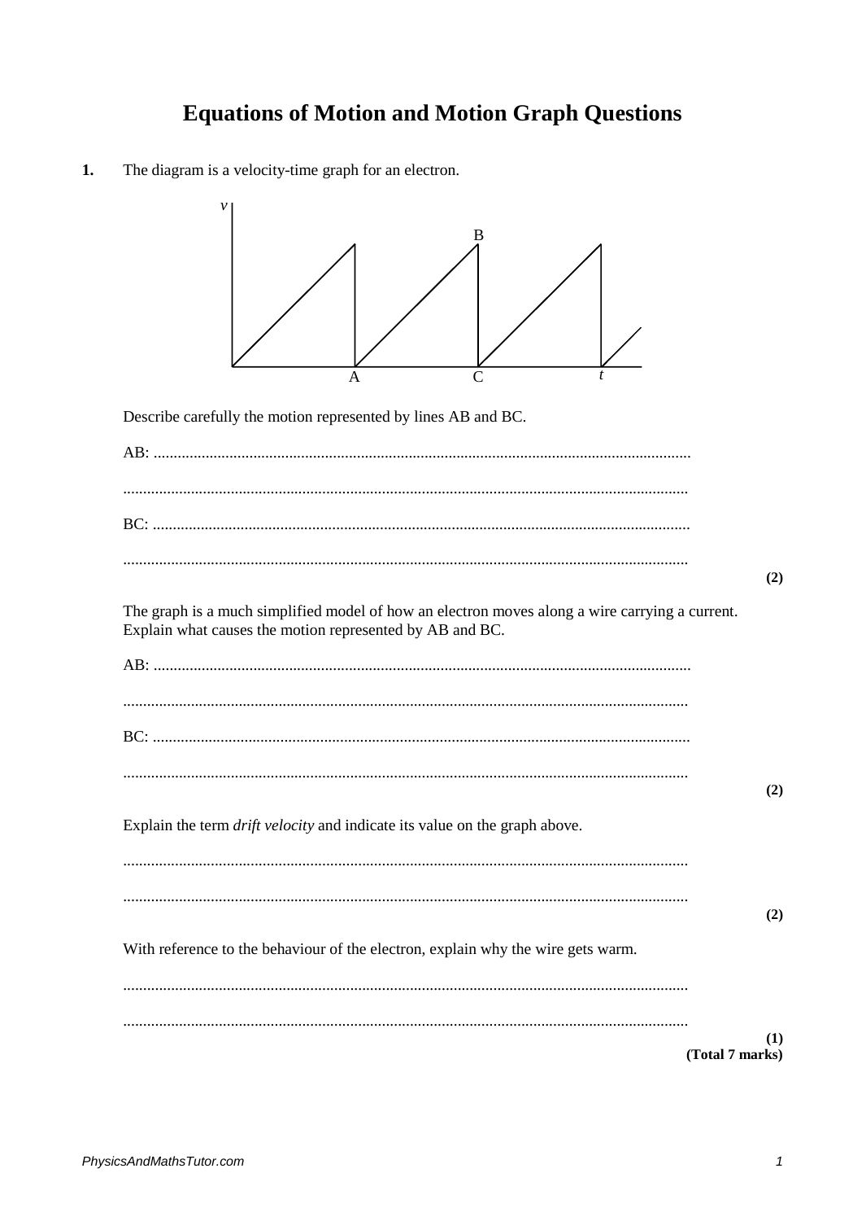# Equations of Motion and Motion Graph Questions

**1.** The diagram is a velocity-time graph for an electron.

Describe carefully the motion represented by lines AB and BC.

AB: ......................................................................................................................................

......................................................................................................................................

BC: ......................................................................................................................................

......................................................................................................................................

**(2)**

The graph is a much simplified model of how an electron moves along a wire carrying a current. Explain what causes the motion represented by AB and BC.

AB: ......................................................................................................................................

......................................................................................................................................

BC: ......................................................................................................................................

......................................................................................................................................

**(2)**

Explain the term *drift velocity* and indicate its value on the graph above.

......................................................................................................................................

......................................................................................................................................

**(2)**

With reference to the behaviour of the electron, explain why the wire gets warm.

......................................................................................................................................

......................................................................................................................................

**(1)**

**(Total 7 marks)**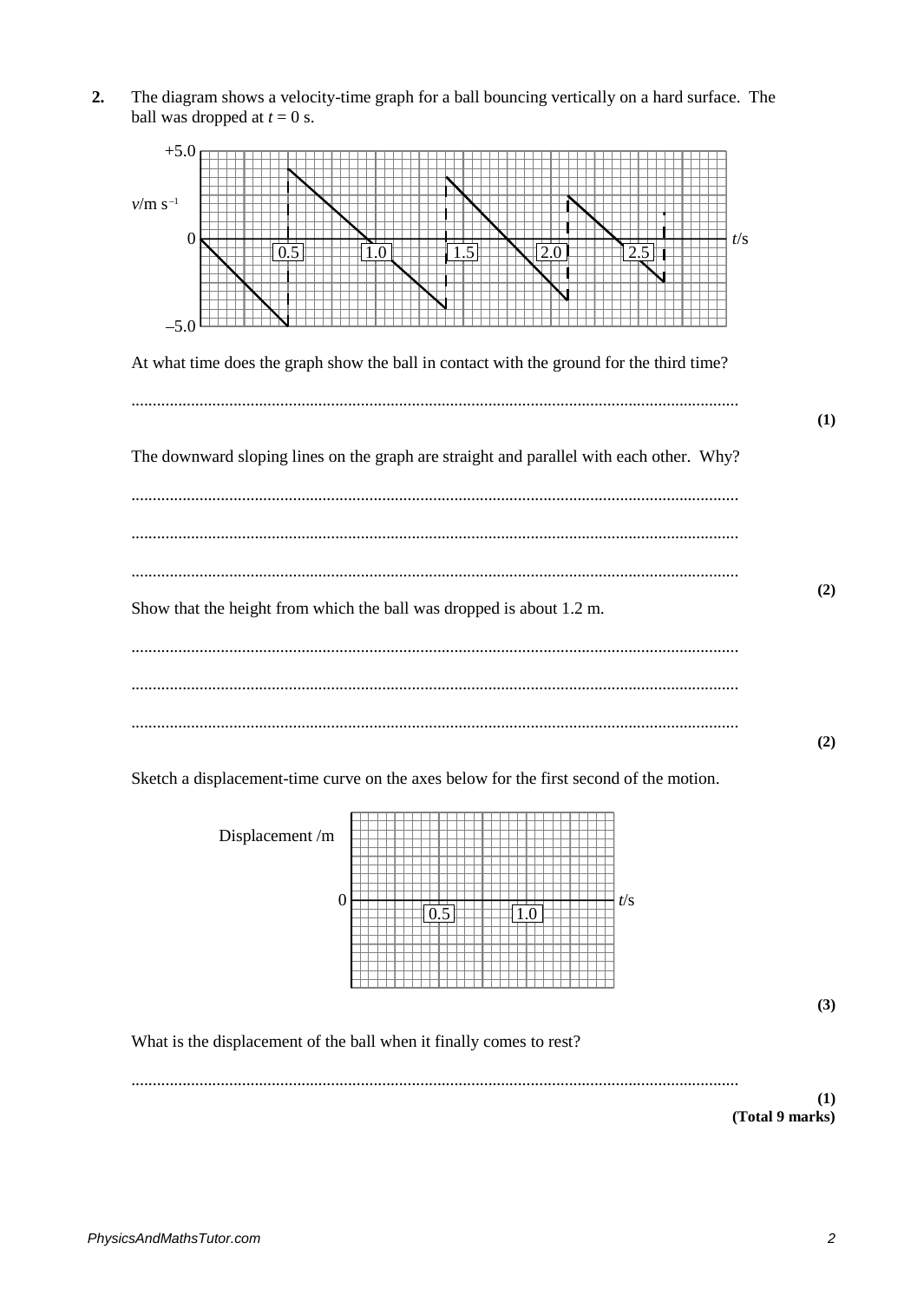**2.** The diagram shows a velocity-time graph for a ball bouncing vertically on a hard surface. The ball was dropped at $t = 0$ s.

At what time does the graph show the ball in contact with the ground for the third time?

..............................................................................................................................................
**(1)**

The downward sloping lines on the graph are straight and parallel with each other. Why?

..............................................................................................................................................

..............................................................................................................................................

..............................................................................................................................................
**(2)**

Show that the height from which the ball was dropped is about 1.2 m.

..............................................................................................................................................

..............................................................................................................................................

..............................................................................................................................................
**(2)**

Sketch a displacement-time curve on the axes below for the first second of the motion.

**(3)**

What is the displacement of the ball when it finally comes to rest?

..............................................................................................................................................
**(1)**

**(Total 9 marks)**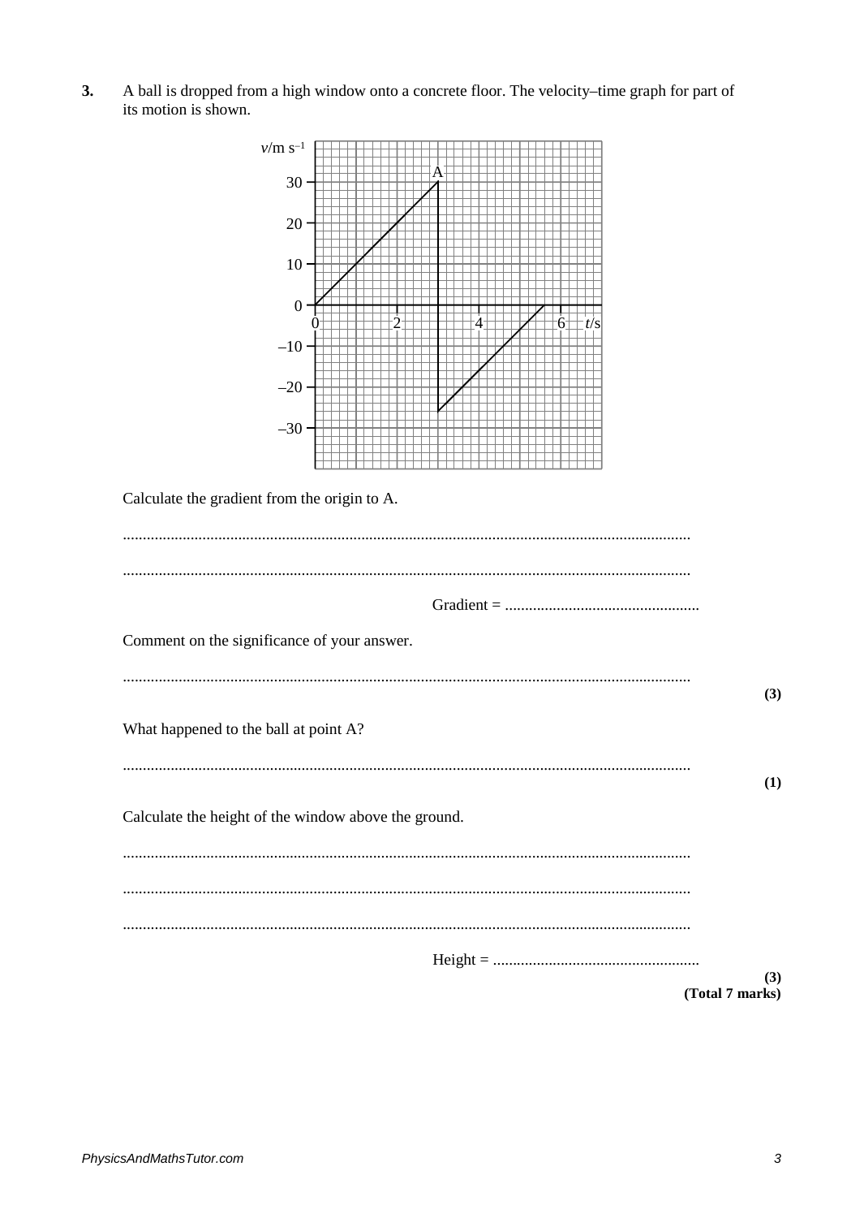**3.** A ball is dropped from a high window onto a concrete floor. The velocity–time graph for part of its motion is shown.

Calculate the gradient from the origin to A.

.............................................................................................................................................

.............................................................................................................................................

Gradient = .................................................

Comment on the significance of your answer.

.............................................................................................................................................

**(3)**

What happened to the ball at point A?

.............................................................................................................................................

**(1)**

Calculate the height of the window above the ground.

.............................................................................................................................................

.............................................................................................................................................

.............................................................................................................................................

Height = ....................................................

**(3)**

**(Total 7 marks)**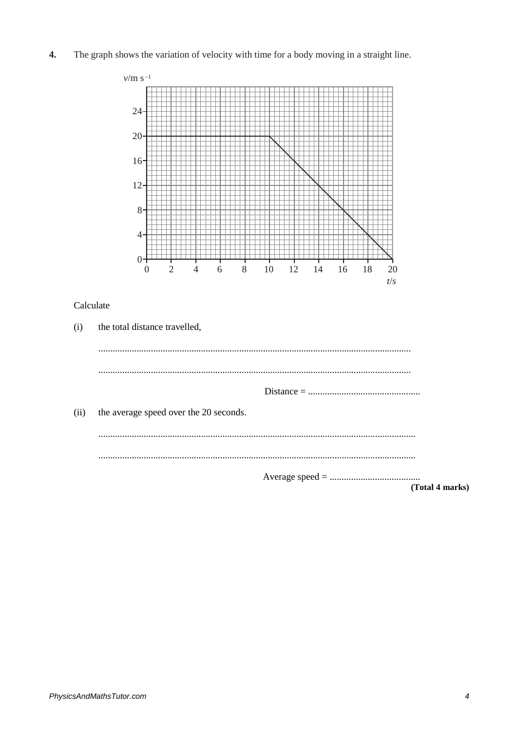**4.** The graph shows the variation of velocity with time for a body moving in a straight line.

Calculate

(i) the total distance travelled,

.................................................................................................................................

.................................................................................................................................

Distance = ...............................................

(ii) the average speed over the 20 seconds.

.................................................................................................................................

.................................................................................................................................

Average speed = ......................................

**(Total 4 marks)**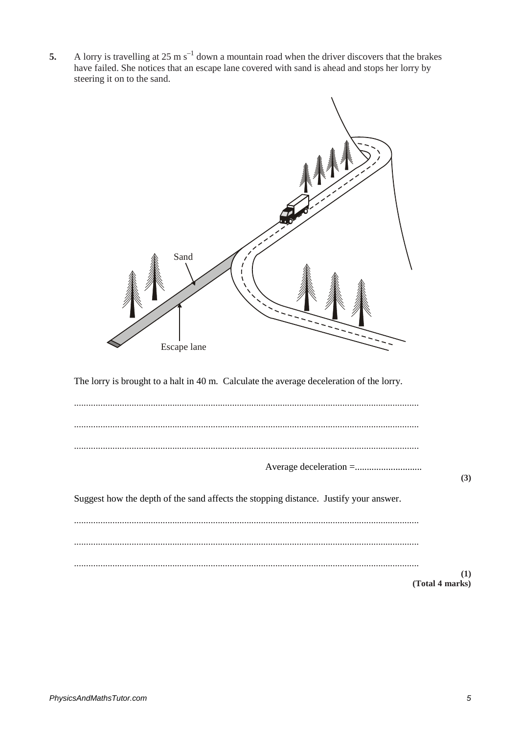**5.** A lorry is travelling at 25 m s$^{-1}$ down a mountain road when the driver discovers that the brakes have failed. She notices that an escape lane covered with sand is ahead and stops her lorry by steering it on to the sand.

The lorry is brought to a halt in 40 m. Calculate the average deceleration of the lorry.

...............................................................................................................................................

...............................................................................................................................................

...............................................................................................................................................

Average deceleration =............................

**(3)**

Suggest how the depth of the sand affects the stopping distance. Justify your answer.

...............................................................................................................................................

...............................................................................................................................................

...............................................................................................................................................

**(1)**

**(Total 4 marks)**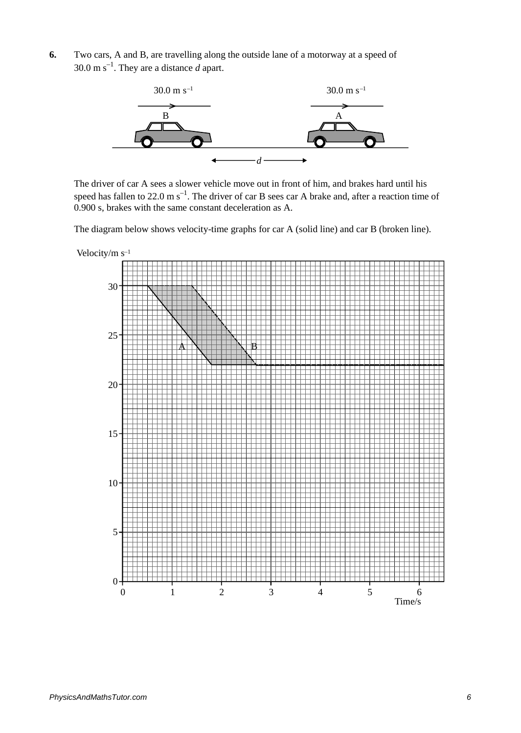**6.** Two cars, A and B, are travelling along the outside lane of a motorway at a speed of $30.0 \text{ m s}^{-1}$. They are a distance $d$ apart.

The driver of car A sees a slower vehicle move out in front of him, and brakes hard until his speed has fallen to $22.0 \text{ m s}^{-1}$. The driver of car B sees car A brake and, after a reaction time of 0.900 s, brakes with the same constant deceleration as A.

The diagram below shows velocity-time graphs for car A (solid line) and car B (broken line).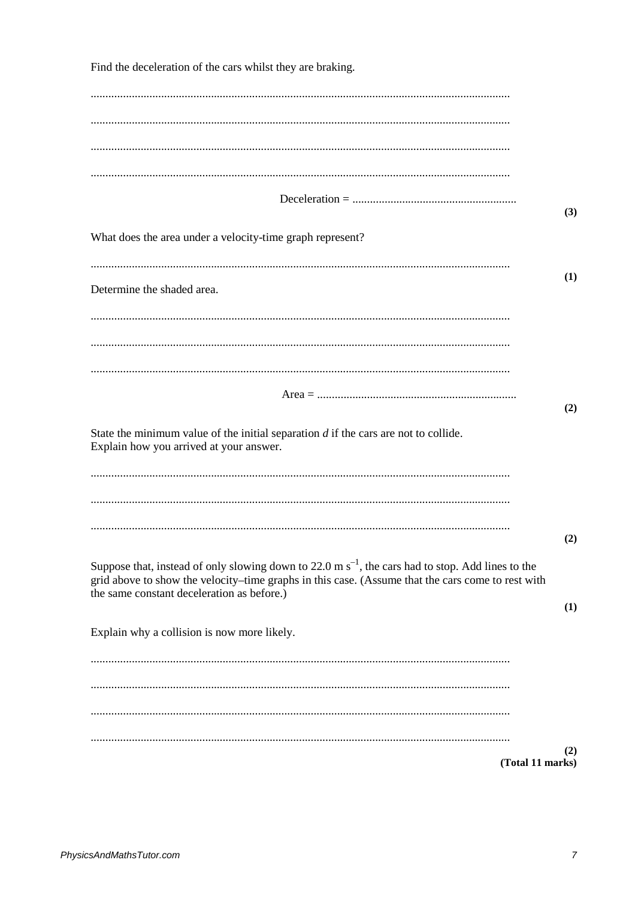Find the deceleration of the cars whilst they are braking.

.............................................................................................................................................

.............................................................................................................................................

.............................................................................................................................................

.............................................................................................................................................

Deceleration = ........................................................ **(3)**

What does the area under a velocity-time graph represent?

............................................................................................................................................. **(1)**

Determine the shaded area.

.............................................................................................................................................

.............................................................................................................................................

.............................................................................................................................................

Area = .................................................................... **(2)**

State the minimum value of the initial separation $d$ if the cars are not to collide.
Explain how you arrived at your answer.

.............................................................................................................................................

.............................................................................................................................................

............................................................................................................................................. **(2)**

Suppose that, instead of only slowing down to 22.0 m s$^{-1}$, the cars had to stop. Add lines to the grid above to show the velocity–time graphs in this case. (Assume that the cars come to rest with the same constant deceleration as before.) **(1)**

Explain why a collision is now more likely.

.............................................................................................................................................

.............................................................................................................................................

.............................................................................................................................................

............................................................................................................................................. **(2)**

**(Total 11 marks)**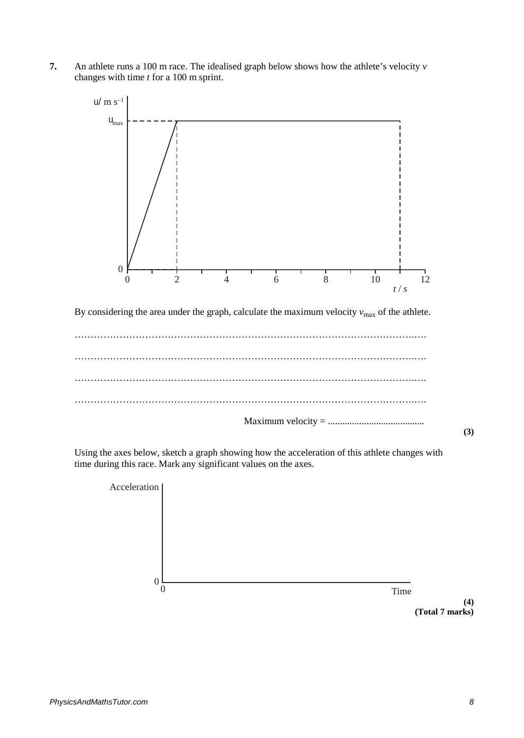**7.** An athlete runs a 100 m race. The idealised graph below shows how the athlete's velocity $v$ changes with time $t$ for a 100 m sprint.

$v$ / m s$^{-1}$

$v_{max}$

0

0 2 4 6 8 10 12

$t$ / s

By considering the area under the graph, calculate the maximum velocity $v_{max}$ of the athlete.

……………………………………………………………………………………………………

……………………………………………………………………………………………………

……………………………………………………………………………………………………

……………………………………………………………………………………………………

Maximum velocity = .......................................

**(3)**

Using the axes below, sketch a graph showing how the acceleration of this athlete changes with time during this race. Mark any significant values on the axes.

Acceleration

0

0

Time

**(4)**

**(Total 7 marks)**